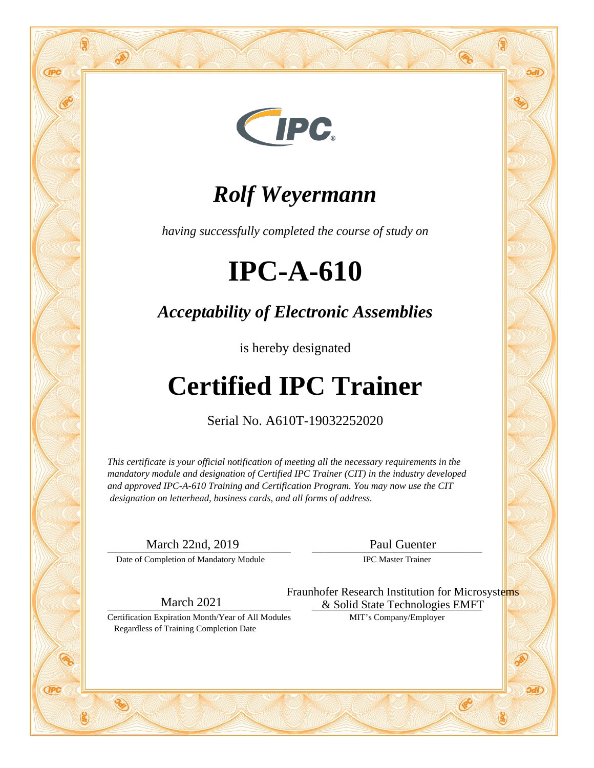# *Rolf Weyermann*

*having successfully completed the course of study on*

# IPC-A-610

## *Acceptability of Electronic Assemblies*

is hereby designated

# Certified IPC Trainer

Serial No. A610T-19032252020

*This certificate is your official notification of meeting all the necessary requirements in the mandatory module and designation of Certified IPC Trainer (CIT) in the industry developed and approved IPC-A-610 Training and Certification Program. You may now use the CIT designation on letterhead, business cards, and all forms of address.*

March 22nd, 2019
Date of Completion of Mandatory Module

Paul Guenter
IPC Master Trainer

March 2021
Certification Expiration Month/Year of All Modules Regardless of Training Completion Date

Fraunhofer Research Institution for Microsystems & Solid State Technologies EMFT
MIT's Company/Employer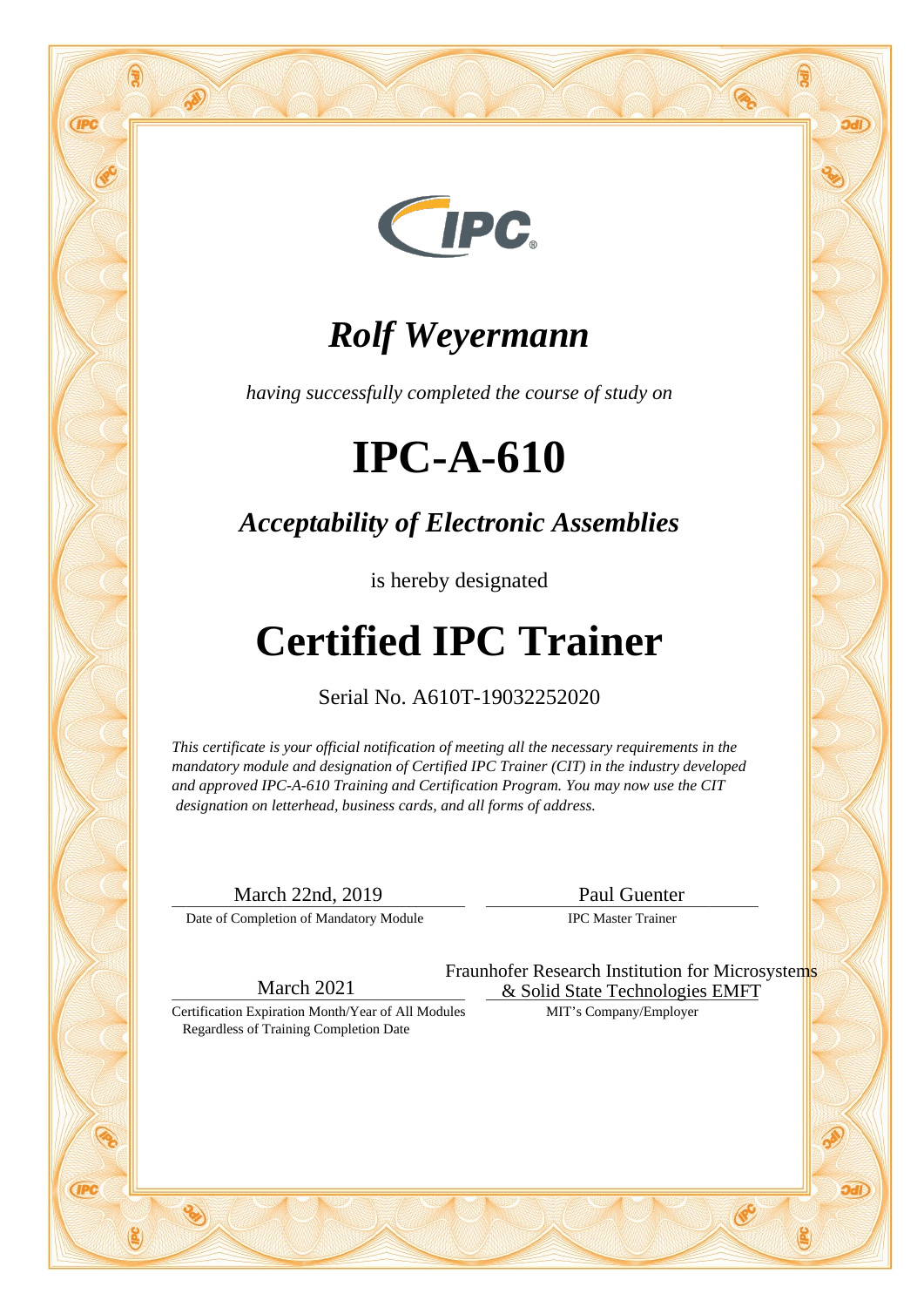# *Rolf Weyermann*

*having successfully completed the course of study on*

# IPC-A-610

## *Acceptability of Electronic Assemblies*

is hereby designated

# Certified IPC Trainer

Serial No. A610T-19032252020

*This certificate is your official notification of meeting all the necessary requirements in the mandatory module and designation of Certified IPC Trainer (CIT) in the industry developed and approved IPC-A-610 Training and Certification Program. You may now use the CIT designation on letterhead, business cards, and all forms of address.*

March 22nd, 2019
Date of Completion of Mandatory Module

Paul Guenter
IPC Master Trainer

March 2021
Certification Expiration Month/Year of All Modules Regardless of Training Completion Date

Fraunhofer Research Institution for Microsystems & Solid State Technologies EMFT
MIT's Company/Employer